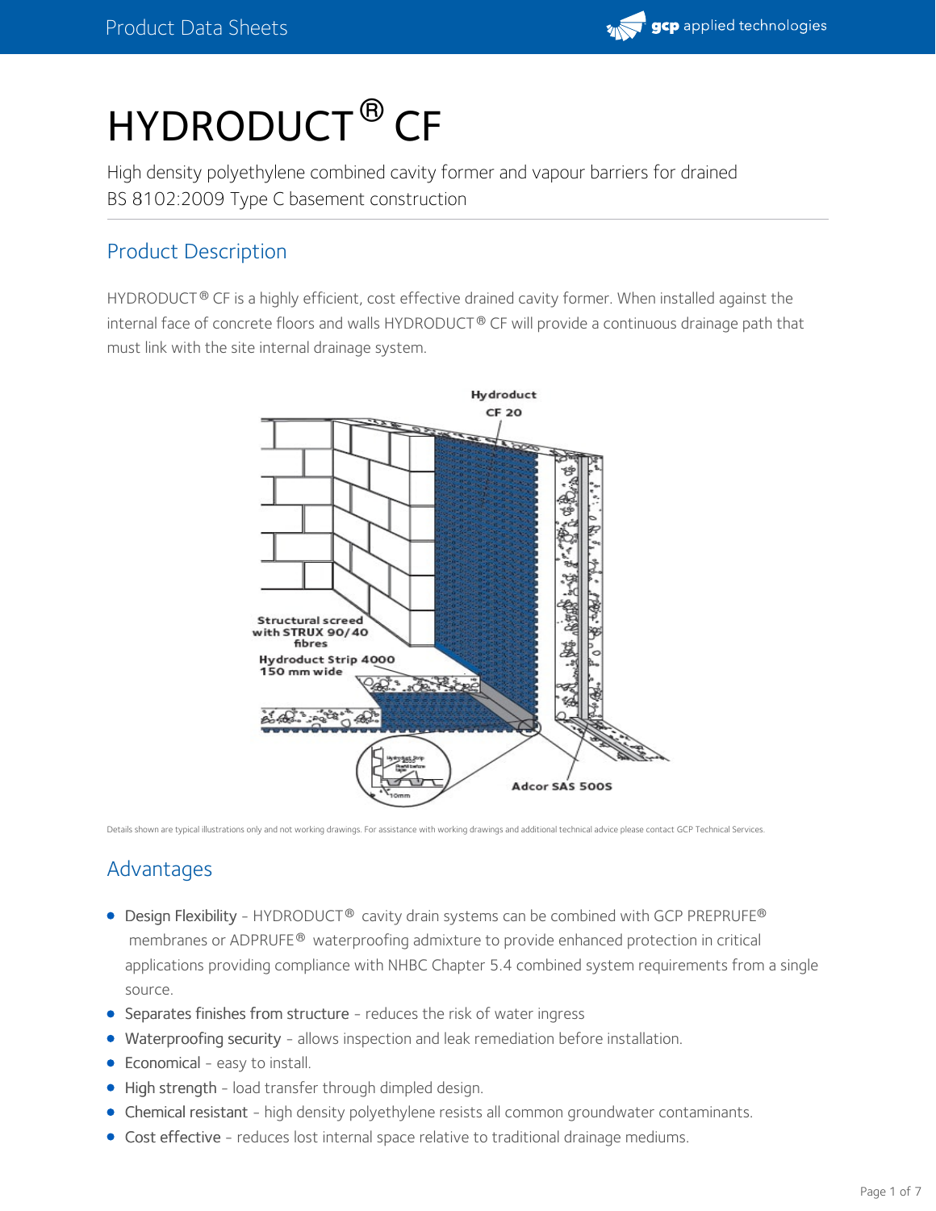# HYDRODUCT® CF

High density polyethylene combined cavity former and vapour barriers for drained BS 8102:2009 Type C basement construction

## Product Description

HYDRODUCT® CF is a highly efficient, cost effective drained cavity former. When installed against the internal face of concrete floors and walls HYDRODUCT® CF will provide a continuous drainage path that must link with the site internal drainage system.

Hydroduct CF 20

Structural screed with STRUX 90/40 fibres

Hydroduct Strip 4000 150 mm wide

Adcor SAS 500S

Details shown are typical illustrations only and not working drawings. For assistance with working drawings and additional technical advice please contact GCP Technical Services.

## Advantages

- Design Flexibility - HYDRODUCT® cavity drain systems can be combined with GCP PREPRUFE® membranes or ADPRUFE® waterproofing admixture to provide enhanced protection in critical applications providing compliance with NHBC Chapter 5.4 combined system requirements from a single source.
- Separates finishes from structure - reduces the risk of water ingress
- Waterproofing security - allows inspection and leak remediation before installation.
- Economical - easy to install.
- High strength - load transfer through dimpled design.
- Chemical resistant - high density polyethylene resists all common groundwater contaminants.
- Cost effective - reduces lost internal space relative to traditional drainage mediums.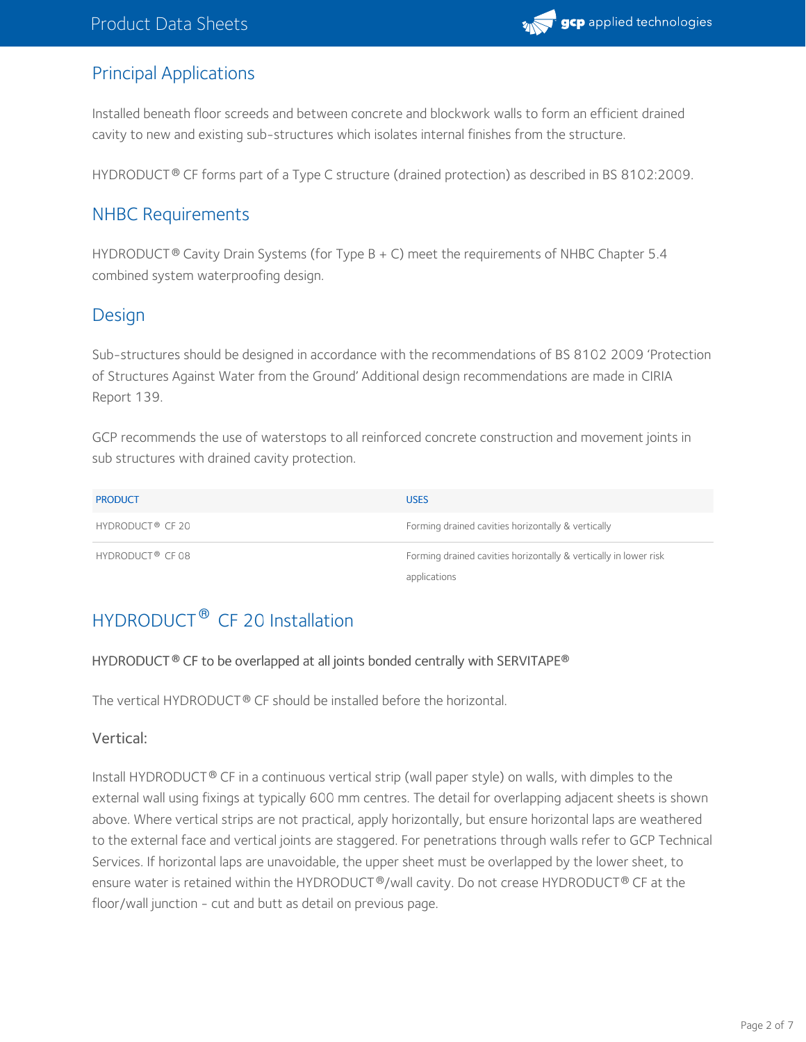## Principal Applications

Installed beneath floor screeds and between concrete and blockwork walls to form an efficient drained cavity to new and existing sub-structures which isolates internal finishes from the structure.

HYDRODUCT® CF forms part of a Type C structure (drained protection) as described in BS 8102:2009.

## NHBC Requirements

HYDRODUCT® Cavity Drain Systems (for Type B + C) meet the requirements of NHBC Chapter 5.4 combined system waterproofing design.

## Design

Sub-structures should be designed in accordance with the recommendations of BS 8102 2009 'Protection of Structures Against Water from the Ground' Additional design recommendations are made in CIRIA Report 139.

GCP recommends the use of waterstops to all reinforced concrete construction and movement joints in sub structures with drained cavity protection.

| PRODUCT | USES |
| --- | --- |
| HYDRODUCT® CF 20 | Forming drained cavities horizontally & vertically |
| HYDRODUCT® CF 08 | Forming drained cavities horizontally & vertically in lower risk applications |

## HYDRODUCT® CF 20 Installation

HYDRODUCT® CF to be overlapped at all joints bonded centrally with SERVITAPE®

The vertical HYDRODUCT® CF should be installed before the horizontal.

### Vertical:

Install HYDRODUCT® CF in a continuous vertical strip (wall paper style) on walls, with dimples to the external wall using fixings at typically 600 mm centres. The detail for overlapping adjacent sheets is shown above. Where vertical strips are not practical, apply horizontally, but ensure horizontal laps are weathered to the external face and vertical joints are staggered. For penetrations through walls refer to GCP Technical Services. If horizontal laps are unavoidable, the upper sheet must be overlapped by the lower sheet, to ensure water is retained within the HYDRODUCT®/wall cavity. Do not crease HYDRODUCT® CF at the floor/wall junction - cut and butt as detail on previous page.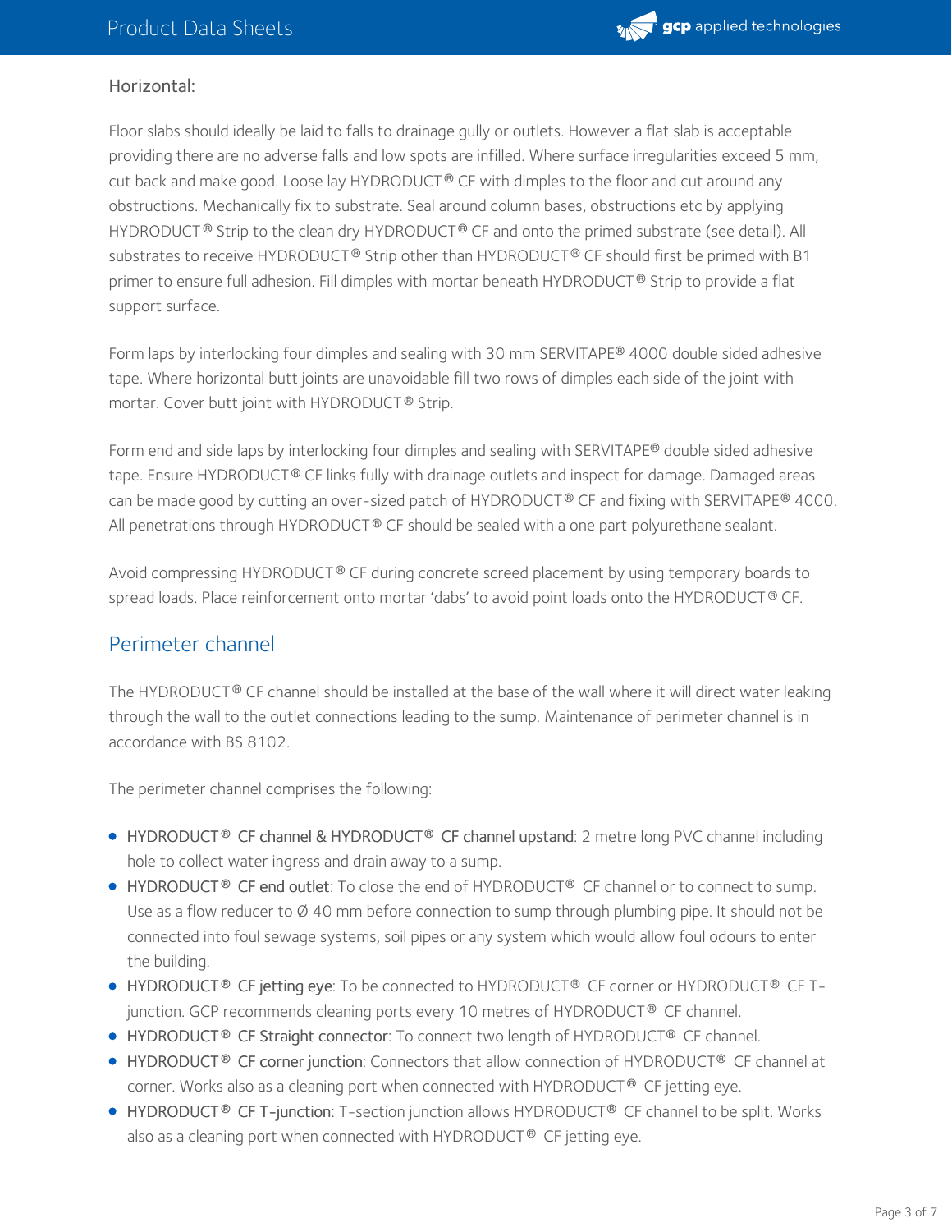### Horizontal:

Floor slabs should ideally be laid to falls to drainage gully or outlets. However a flat slab is acceptable providing there are no adverse falls and low spots are infilled. Where surface irregularities exceed 5 mm, cut back and make good. Loose lay HYDRODUCT® CF with dimples to the floor and cut around any obstructions. Mechanically fix to substrate. Seal around column bases, obstructions etc by applying HYDRODUCT® Strip to the clean dry HYDRODUCT® CF and onto the primed substrate (see detail). All substrates to receive HYDRODUCT® Strip other than HYDRODUCT® CF should first be primed with B1 primer to ensure full adhesion. Fill dimples with mortar beneath HYDRODUCT® Strip to provide a flat support surface.

Form laps by interlocking four dimples and sealing with 30 mm SERVITAPE® 4000 double sided adhesive tape. Where horizontal butt joints are unavoidable fill two rows of dimples each side of the joint with mortar. Cover butt joint with HYDRODUCT® Strip.

Form end and side laps by interlocking four dimples and sealing with SERVITAPE® double sided adhesive tape. Ensure HYDRODUCT® CF links fully with drainage outlets and inspect for damage. Damaged areas can be made good by cutting an over-sized patch of HYDRODUCT® CF and fixing with SERVITAPE® 4000. All penetrations through HYDRODUCT® CF should be sealed with a one part polyurethane sealant.

Avoid compressing HYDRODUCT® CF during concrete screed placement by using temporary boards to spread loads. Place reinforcement onto mortar 'dabs' to avoid point loads onto the HYDRODUCT® CF.

## Perimeter channel

The HYDRODUCT® CF channel should be installed at the base of the wall where it will direct water leaking through the wall to the outlet connections leading to the sump. Maintenance of perimeter channel is in accordance with BS 8102.

The perimeter channel comprises the following:

- HYDRODUCT® CF channel & HYDRODUCT® CF channel upstand: 2 metre long PVC channel including hole to collect water ingress and drain away to a sump.
- HYDRODUCT® CF end outlet: To close the end of HYDRODUCT® CF channel or to connect to sump. Use as a flow reducer to Ø 40 mm before connection to sump through plumbing pipe. It should not be connected into foul sewage systems, soil pipes or any system which would allow foul odours to enter the building.
- HYDRODUCT® CF jetting eye: To be connected to HYDRODUCT® CF corner or HYDRODUCT® CF T-junction. GCP recommends cleaning ports every 10 metres of HYDRODUCT® CF channel.
- HYDRODUCT® CF Straight connector: To connect two length of HYDRODUCT® CF channel.
- HYDRODUCT® CF corner junction: Connectors that allow connection of HYDRODUCT® CF channel at corner. Works also as a cleaning port when connected with HYDRODUCT® CF jetting eye.
- HYDRODUCT® CF T-junction: T-section junction allows HYDRODUCT® CF channel to be split. Works also as a cleaning port when connected with HYDRODUCT® CF jetting eye.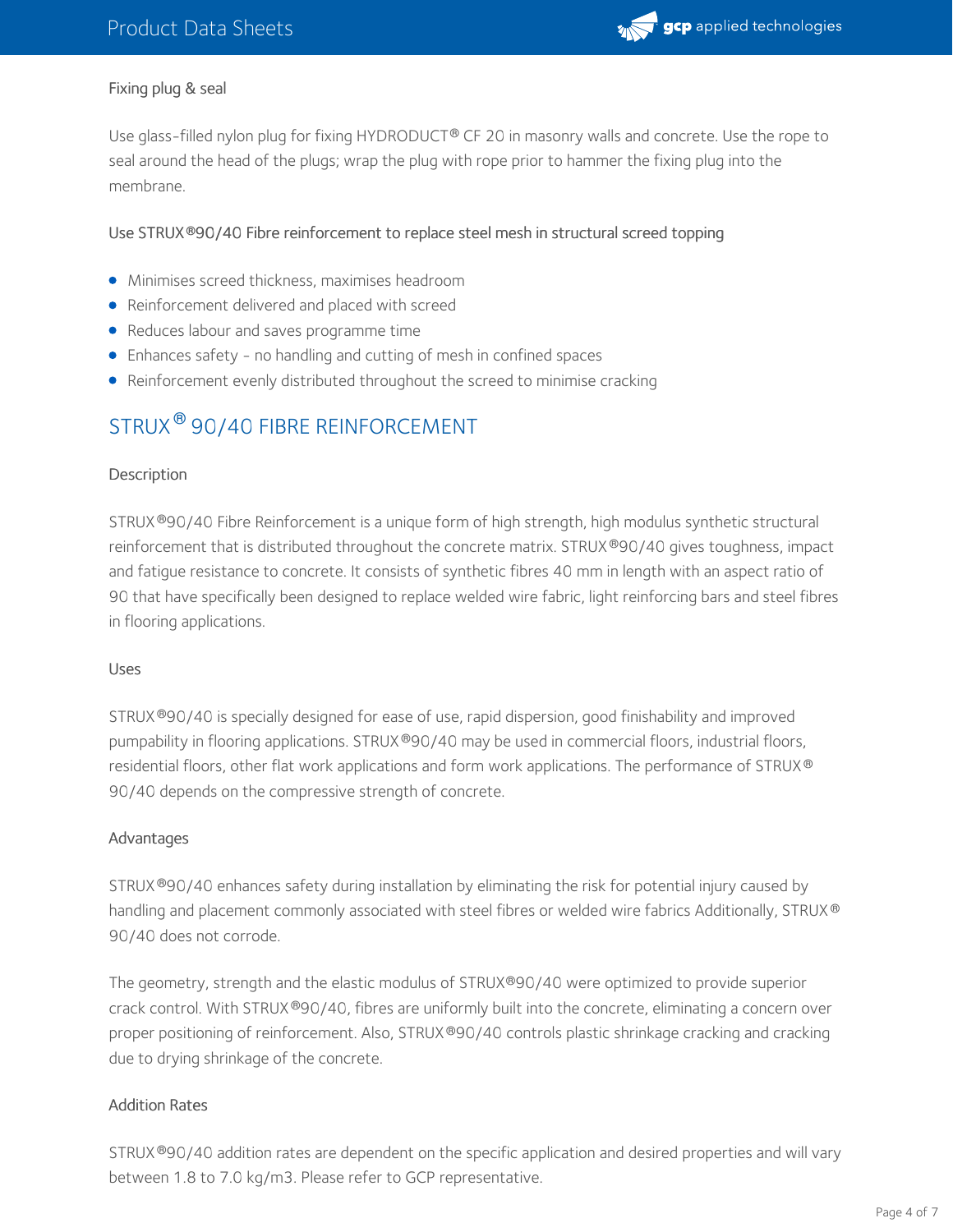### Fixing plug & seal

Use glass-filled nylon plug for fixing HYDRODUCT® CF 20 in masonry walls and concrete. Use the rope to seal around the head of the plugs; wrap the plug with rope prior to hammer the fixing plug into the membrane.

### Use STRUX®90/40 Fibre reinforcement to replace steel mesh in structural screed topping

- Minimises screed thickness, maximises headroom
- Reinforcement delivered and placed with screed
- Reduces labour and saves programme time
- Enhances safety - no handling and cutting of mesh in confined spaces
- Reinforcement evenly distributed throughout the screed to minimise cracking

## STRUX® 90/40 FIBRE REINFORCEMENT

### Description

STRUX®90/40 Fibre Reinforcement is a unique form of high strength, high modulus synthetic structural reinforcement that is distributed throughout the concrete matrix. STRUX®90/40 gives toughness, impact and fatigue resistance to concrete. It consists of synthetic fibres 40 mm in length with an aspect ratio of 90 that have specifically been designed to replace welded wire fabric, light reinforcing bars and steel fibres in flooring applications.

### Uses

STRUX®90/40 is specially designed for ease of use, rapid dispersion, good finishability and improved pumpability in flooring applications. STRUX®90/40 may be used in commercial floors, industrial floors, residential floors, other flat work applications and form work applications. The performance of STRUX® 90/40 depends on the compressive strength of concrete.

### Advantages

STRUX®90/40 enhances safety during installation by eliminating the risk for potential injury caused by handling and placement commonly associated with steel fibres or welded wire fabrics Additionally, STRUX® 90/40 does not corrode.

The geometry, strength and the elastic modulus of STRUX®90/40 were optimized to provide superior crack control. With STRUX®90/40, fibres are uniformly built into the concrete, eliminating a concern over proper positioning of reinforcement. Also, STRUX®90/40 controls plastic shrinkage cracking and cracking due to drying shrinkage of the concrete.

### Addition Rates

STRUX®90/40 addition rates are dependent on the specific application and desired properties and will vary between 1.8 to 7.0 kg/m3. Please refer to GCP representative.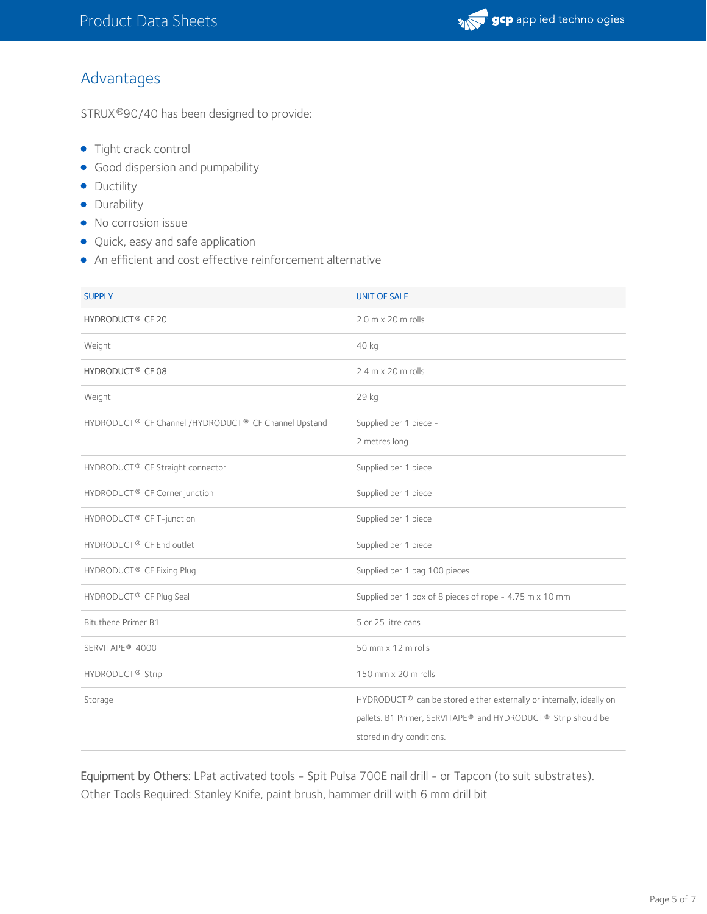## Advantages

STRUX®90/40 has been designed to provide:

- Tight crack control
- Good dispersion and pumpability
- Ductility
- Durability
- No corrosion issue
- Quick, easy and safe application
- An efficient and cost effective reinforcement alternative

| SUPPLY | UNIT OF SALE |
| --- | --- |
| HYDRODUCT® CF 20 | 2.0 m x 20 m rolls |
| Weight | 40 kg |
| HYDRODUCT® CF 08 | 2.4 m x 20 m rolls |
| Weight | 29 kg |
| HYDRODUCT® CF Channel /HYDRODUCT® CF Channel Upstand | Supplied per 1 piece - 2 metres long |
| HYDRODUCT® CF Straight connector | Supplied per 1 piece |
| HYDRODUCT® CF Corner junction | Supplied per 1 piece |
| HYDRODUCT® CF T-junction | Supplied per 1 piece |
| HYDRODUCT® CF End outlet | Supplied per 1 piece |
| HYDRODUCT® CF Fixing Plug | Supplied per 1 bag 100 pieces |
| HYDRODUCT® CF Plug Seal | Supplied per 1 box of 8 pieces of rope - 4.75 m x 10 mm |
| Bituthene Primer B1 | 5 or 25 litre cans |
| SERVITAPE® 4000 | 50 mm x 12 m rolls |
| HYDRODUCT® Strip | 150 mm x 20 m rolls |
| Storage | HYDRODUCT® can be stored either externally or internally, ideally on pallets. B1 Primer, SERVITAPE® and HYDRODUCT® Strip should be stored in dry conditions. |

Equipment by Others: LPat activated tools - Spit Pulsa 700E nail drill - or Tapcon (to suit substrates). Other Tools Required: Stanley Knife, paint brush, hammer drill with 6 mm drill bit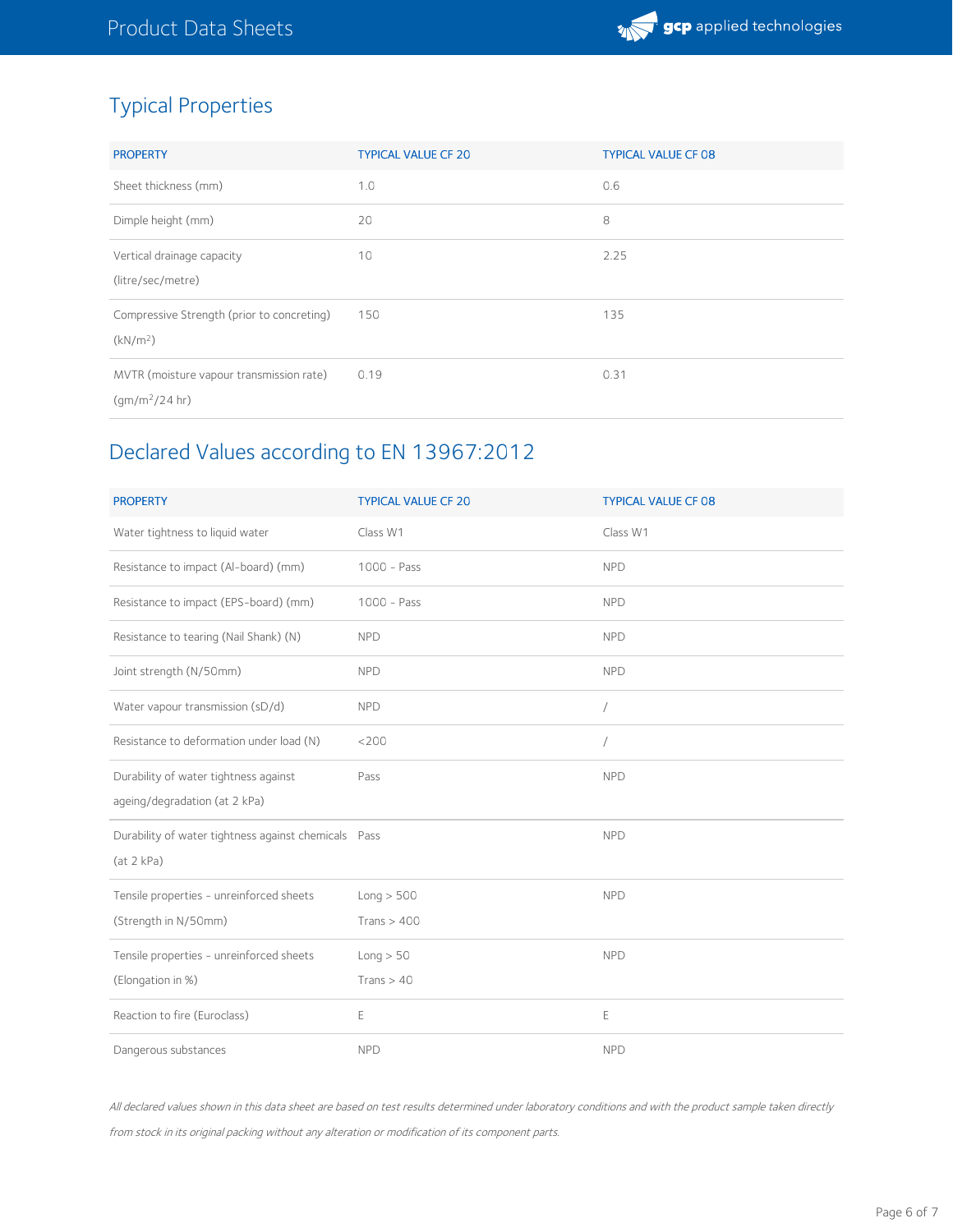## Typical Properties

| PROPERTY | TYPICAL VALUE CF 20 | TYPICAL VALUE CF 08 |
|---|---|---|
| Sheet thickness (mm) | 1.0 | 0.6 |
| Dimple height (mm) | 20 | 8 |
| Vertical drainage capacity (litre/sec/metre) | 10 | 2.25 |
| Compressive Strength (prior to concreting) ($kN/m^2$) | 150 | 135 |
| MVTR (moisture vapour transmission rate) ($gm/m^2/24$ hr) | 0.19 | 0.31 |

## Declared Values according to EN 13967:2012

| PROPERTY | TYPICAL VALUE CF 20 | TYPICAL VALUE CF 08 |
|---|---|---|
| Water tightness to liquid water | Class W1 | Class W1 |
| Resistance to impact (Al-board) (mm) | 1000 - Pass | NPD |
| Resistance to impact (EPS-board) (mm) | 1000 - Pass | NPD |
| Resistance to tearing (Nail Shank) (N) | NPD | NPD |
| Joint strength (N/50mm) | NPD | NPD |
| Water vapour transmission (sD/d) | NPD | / |
| Resistance to deformation under load (N) | <200 | / |
| Durability of water tightness against ageing/degradation (at 2 kPa) | Pass | NPD |
| Durability of water tightness against chemicals (at 2 kPa) | Pass | NPD |
| Tensile properties - unreinforced sheets (Strength in N/50mm) | Long > 500<br>Trans > 400 | NPD |
| Tensile properties - unreinforced sheets (Elongation in %) | Long > 50<br>Trans > 40 | NPD |
| Reaction to fire (Euroclass) | E | E |
| Dangerous substances | NPD | NPD |

*All declared values shown in this data sheet are based on test results determined under laboratory conditions and with the product sample taken directly from stock in its original packing without any alteration or modification of its component parts.*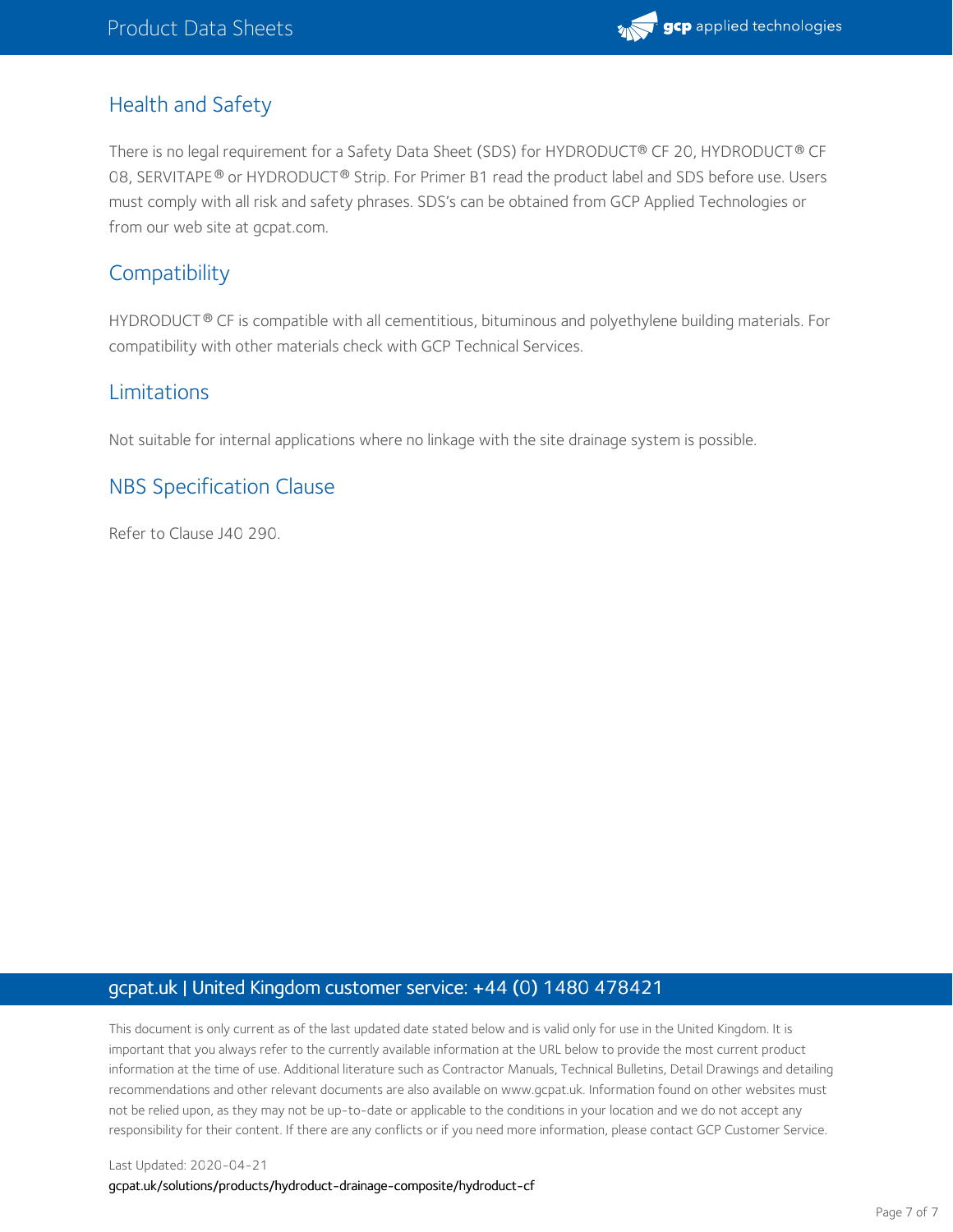## Health and Safety

There is no legal requirement for a Safety Data Sheet (SDS) for HYDRODUCT® CF 20, HYDRODUCT® CF 08, SERVITAPE® or HYDRODUCT® Strip. For Primer B1 read the product label and SDS before use. Users must comply with all risk and safety phrases. SDS's can be obtained from GCP Applied Technologies or from our web site at gcpat.com.

## Compatibility

HYDRODUCT® CF is compatible with all cementitious, bituminous and polyethylene building materials. For compatibility with other materials check with GCP Technical Services.

## Limitations

Not suitable for internal applications where no linkage with the site drainage system is possible.

## NBS Specification Clause

Refer to Clause J40 290.

gcpat.uk | United Kingdom customer service: +44 (0) 1480 478421

This document is only current as of the last updated date stated below and is valid only for use in the United Kingdom. It is important that you always refer to the currently available information at the URL below to provide the most current product information at the time of use. Additional literature such as Contractor Manuals, Technical Bulletins, Detail Drawings and detailing recommendations and other relevant documents are also available on www.gcpat.uk. Information found on other websites must not be relied upon, as they may not be up-to-date or applicable to the conditions in your location and we do not accept any responsibility for their content. If there are any conflicts or if you need more information, please contact GCP Customer Service.

Last Updated: 2020-04-21

gcpat.uk/solutions/products/hydroduct-drainage-composite/hydroduct-cf